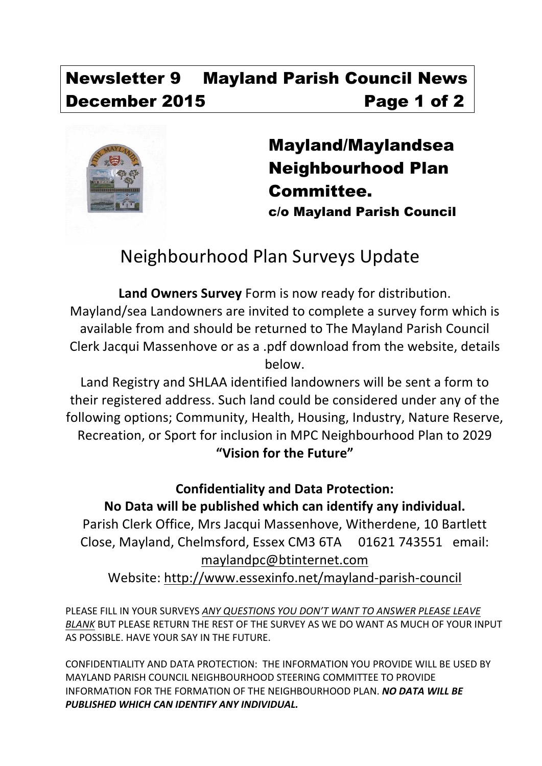Newsletter 9 Mayland Parish Council News
December 2015

## Mayland/Maylandsea Neighbourhood Plan Committee.

**c/o Mayland Parish Council**

# Neighbourhood Plan Surveys Update

**Land Owners Survey** Form is now ready for distribution. Mayland/sea Landowners are invited to complete a survey form which is available from and should be returned to The Mayland Parish Council Clerk Jacqui Massenhove or as a .pdf download from the website, details below.

Land Registry and SHLAA identified landowners will be sent a form to their registered address. Such land could be considered under any of the following options; Community, Health, Housing, Industry, Nature Reserve, Recreation, or Sport for inclusion in MPC Neighbourhood Plan to 2029 **"Vision for the Future"**

**Confidentiality and Data Protection:**
**No Data will be published which can identify any individual.**

Parish Clerk Office, Mrs Jacqui Massenhove, Witherdene, 10 Bartlett Close, Mayland, Chelmsford, Essex CM3 6TA 01621 743551 email: maylandpc@btinternet.com

Website: http://www.essexinfo.net/mayland-parish-council

PLEASE FILL IN YOUR SURVEYS *ANY QUESTIONS YOU DON'T WANT TO ANSWER PLEASE LEAVE BLANK* BUT PLEASE RETURN THE REST OF THE SURVEY AS WE DO WANT AS MUCH OF YOUR INPUT AS POSSIBLE. HAVE YOUR SAY IN THE FUTURE.

CONFIDENTIALITY AND DATA PROTECTION: THE INFORMATION YOU PROVIDE WILL BE USED BY MAYLAND PARISH COUNCIL NEIGHBOURHOOD STEERING COMMITTEE TO PROVIDE INFORMATION FOR THE FORMATION OF THE NEIGHBOURHOOD PLAN. ***NO DATA WILL BE PUBLISHED WHICH CAN IDENTIFY ANY INDIVIDUAL.***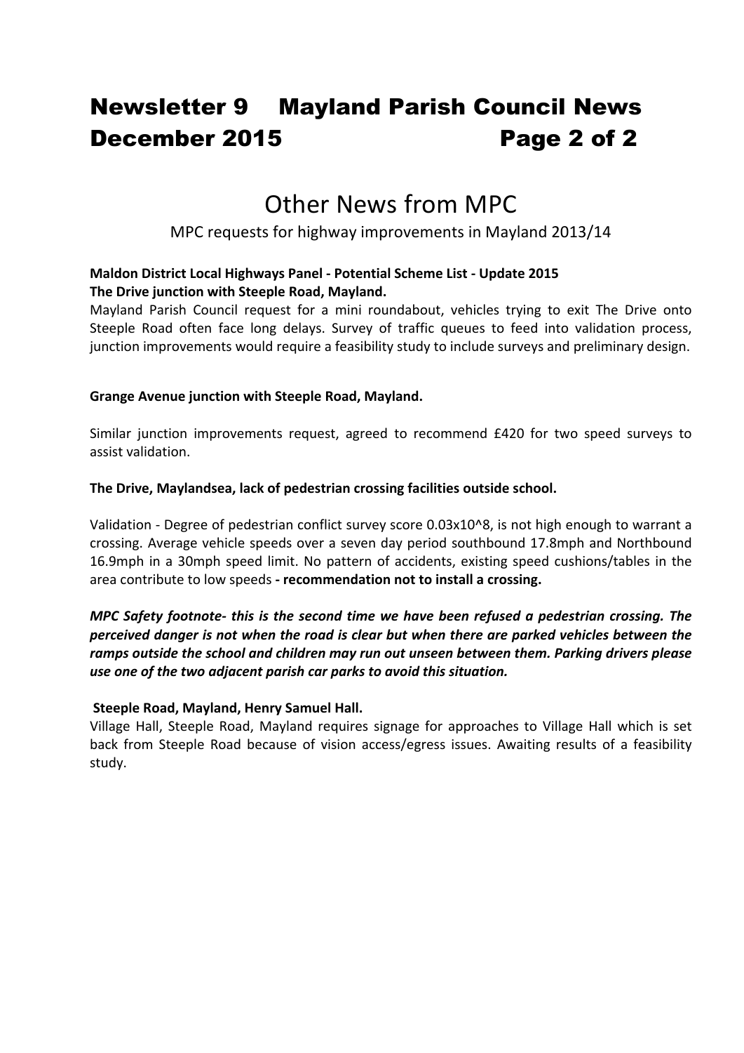# Newsletter 9 Mayland Parish Council News December 2015

## Other News from MPC

MPC requests for highway improvements in Mayland 2013/14

**Maldon District Local Highways Panel - Potential Scheme List - Update 2015**
**The Drive junction with Steeple Road, Mayland.**
Mayland Parish Council request for a mini roundabout, vehicles trying to exit The Drive onto Steeple Road often face long delays. Survey of traffic queues to feed into validation process, junction improvements would require a feasibility study to include surveys and preliminary design.

**Grange Avenue junction with Steeple Road, Mayland.**

Similar junction improvements request, agreed to recommend £420 for two speed surveys to assist validation.

**The Drive, Maylandsea, lack of pedestrian crossing facilities outside school.**

Validation - Degree of pedestrian conflict survey score 0.03x10^8, is not high enough to warrant a crossing. Average vehicle speeds over a seven day period southbound 17.8mph and Northbound 16.9mph in a 30mph speed limit. No pattern of accidents, existing speed cushions/tables in the area contribute to low speeds **- recommendation not to install a crossing.**

***MPC Safety footnote- this is the second time we have been refused a pedestrian crossing. The perceived danger is not when the road is clear but when there are parked vehicles between the ramps outside the school and children may run out unseen between them. Parking drivers please use one of the two adjacent parish car parks to avoid this situation.***

**Steeple Road, Mayland, Henry Samuel Hall.**
Village Hall, Steeple Road, Mayland requires signage for approaches to Village Hall which is set back from Steeple Road because of vision access/egress issues. Awaiting results of a feasibility study.